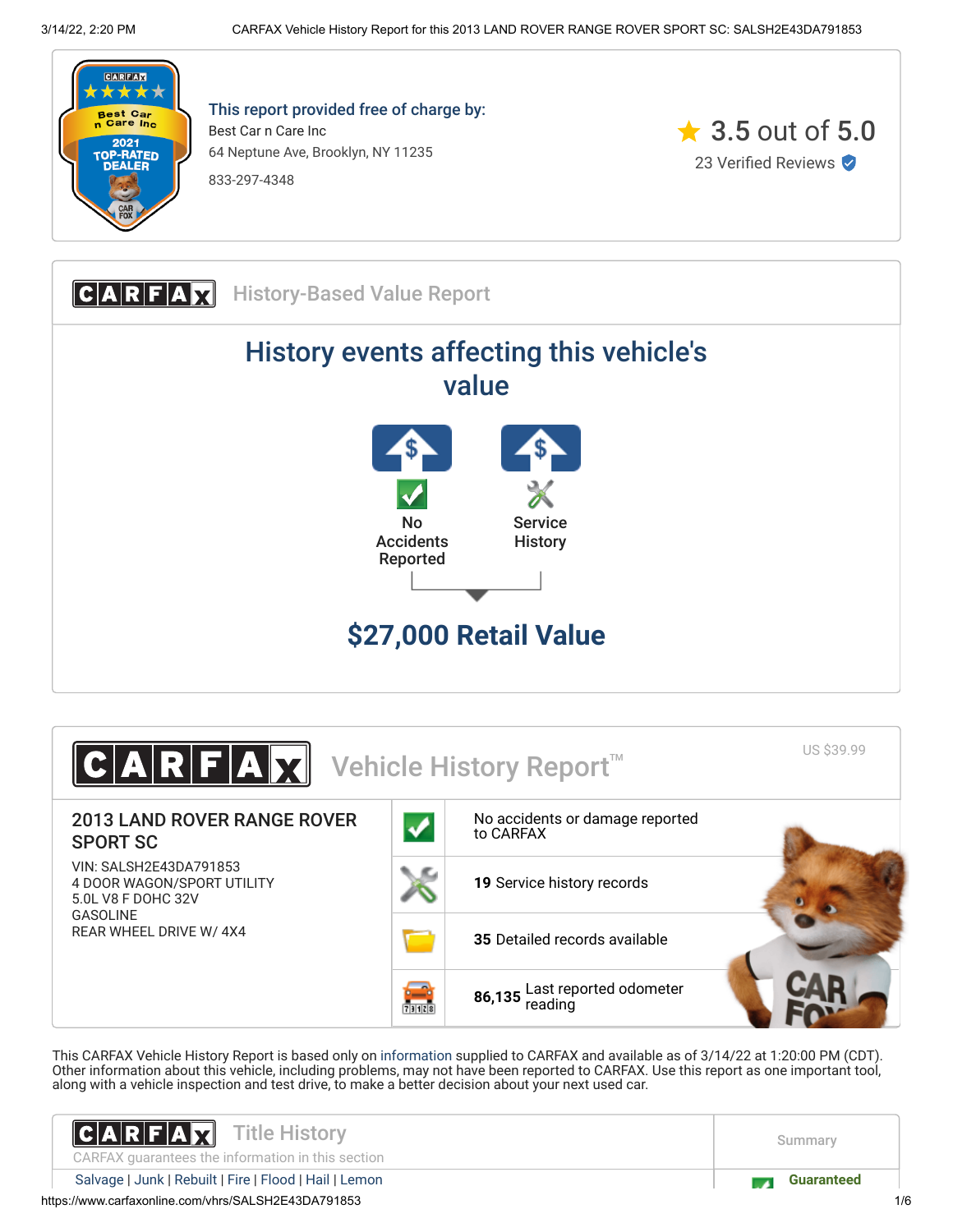**This report provided free of charge by:**

Best Car n Care Inc

64 Neptune Ave, Brooklyn, NY 11235

833-297-4348

3.5 out of 5.0

23 Verified Reviews

## CARFAX History-Based Value Report

# History events affecting this vehicle's value

No Accidents Reported

Service History

## $27,000 Retail Value

## CARFAX Vehicle History Report™

US $39.99

### 2013 LAND ROVER RANGE ROVER SPORT SC

VIN: SALSH2E43DA791853
4 DOOR WAGON/SPORT UTILITY
5.0L V8 F DOHC 32V
GASOLINE
REAR WHEEL DRIVE W/ 4X4

| | |
|---|---|
| | No accidents or damage reported to CARFAX |
| | **19** Service history records |
| | **35** Detailed records available |
| | **86,135** Last reported odometer reading |

This CARFAX Vehicle History Report is based only on information supplied to CARFAX and available as of 3/14/22 at 1:20:00 PM (CDT). Other information about this vehicle, including problems, may not have been reported to CARFAX. Use this report as one important tool, along with a vehicle inspection and test drive, to make a better decision about your next used car.

## CARFAX Title History

CARFAX guarantees the information in this section

| | Summary |
|---|---|
| Salvage \| Junk \| Rebuilt \| Fire \| Flood \| Hail \| Lemon | Guaranteed |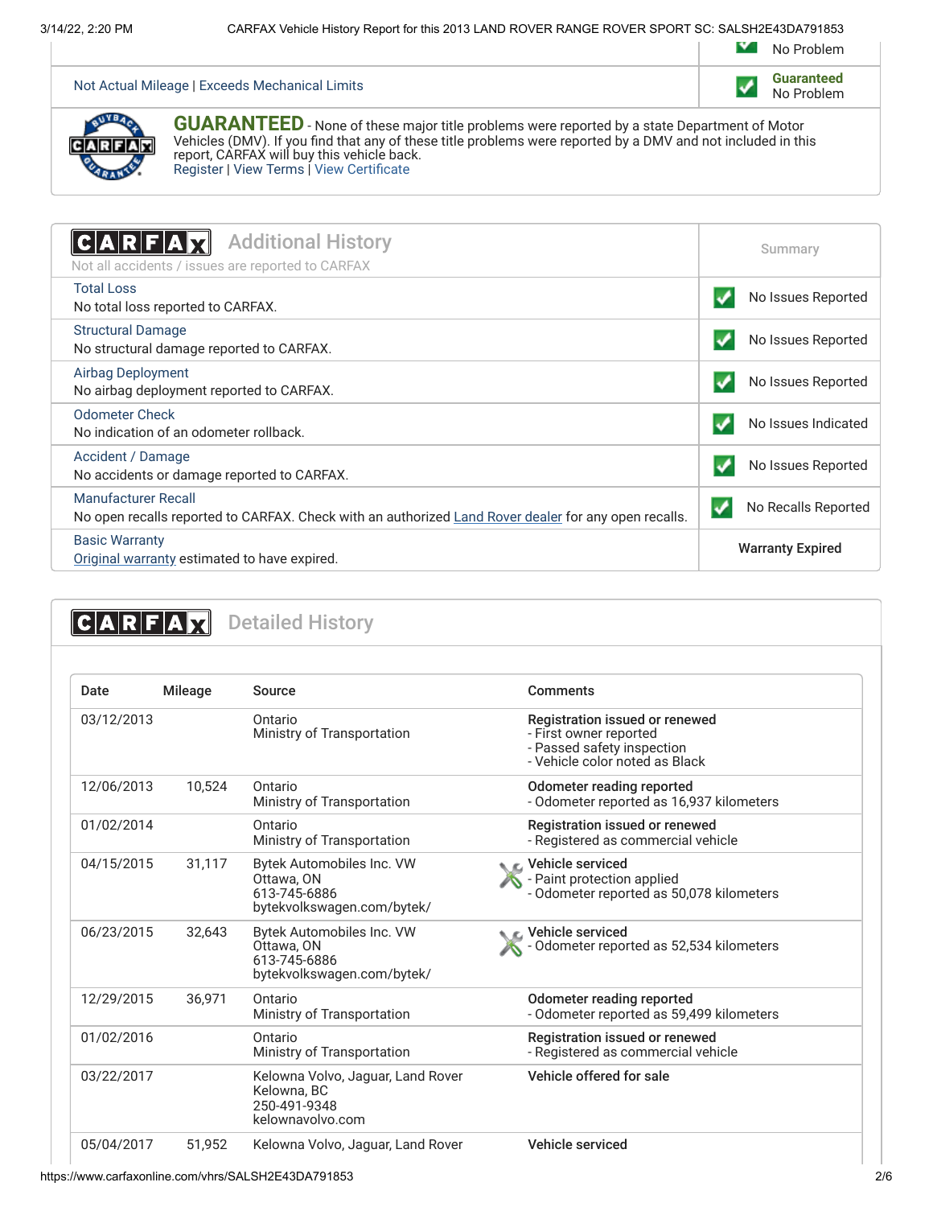| | |
|---|---|
| | No Problem |
| Not Actual Mileage \| Exceeds Mechanical Limits | Guaranteed No Problem |

**GUARANTEED** - None of these major title problems were reported by a state Department of Motor Vehicles (DMV). If you find that any of these title problems were reported by a DMV and not included in this report, CARFAX will buy this vehicle back.
Register | View Terms | View Certificate

## Additional History

Not all accidents / issues are reported to CARFAX

| | Summary |
|---|---|
| Total Loss<br>No total loss reported to CARFAX. | No Issues Reported |
| Structural Damage<br>No structural damage reported to CARFAX. | No Issues Reported |
| Airbag Deployment<br>No airbag deployment reported to CARFAX. | No Issues Reported |
| Odometer Check<br>No indication of an odometer rollback. | No Issues Indicated |
| Accident / Damage<br>No accidents or damage reported to CARFAX. | No Issues Reported |
| Manufacturer Recall<br>No open recalls reported to CARFAX. Check with an authorized Land Rover dealer for any open recalls. | No Recalls Reported |
| Basic Warranty<br>Original warranty estimated to have expired. | Warranty Expired |

## Detailed History

| Date | Mileage | Source | Comments |
|---|---|---|---|
| 03/12/2013 | | Ontario<br>Ministry of Transportation | **Registration issued or renewed**<br>- First owner reported<br>- Passed safety inspection<br>- Vehicle color noted as Black |
| 12/06/2013 | 10,524 | Ontario<br>Ministry of Transportation | **Odometer reading reported**<br>- Odometer reported as 16,937 kilometers |
| 01/02/2014 | | Ontario<br>Ministry of Transportation | **Registration issued or renewed**<br>- Registered as commercial vehicle |
| 04/15/2015 | 31,117 | Bytek Automobiles Inc. VW<br>Ottawa, ON<br>613-745-6886<br>bytekvolkswagen.com/bytek/ | **Vehicle serviced**<br>- Paint protection applied<br>- Odometer reported as 50,078 kilometers |
| 06/23/2015 | 32,643 | Bytek Automobiles Inc. VW<br>Ottawa, ON<br>613-745-6886<br>bytekvolkswagen.com/bytek/ | **Vehicle serviced**<br>- Odometer reported as 52,534 kilometers |
| 12/29/2015 | 36,971 | Ontario<br>Ministry of Transportation | **Odometer reading reported**<br>- Odometer reported as 59,499 kilometers |
| 01/02/2016 | | Ontario<br>Ministry of Transportation | **Registration issued or renewed**<br>- Registered as commercial vehicle |
| 03/22/2017 | | Kelowna Volvo, Jaguar, Land Rover<br>Kelowna, BC<br>250-491-9348<br>kelownavolvo.com | **Vehicle offered for sale** |
| 05/04/2017 | 51,952 | Kelowna Volvo, Jaguar, Land Rover | **Vehicle serviced** |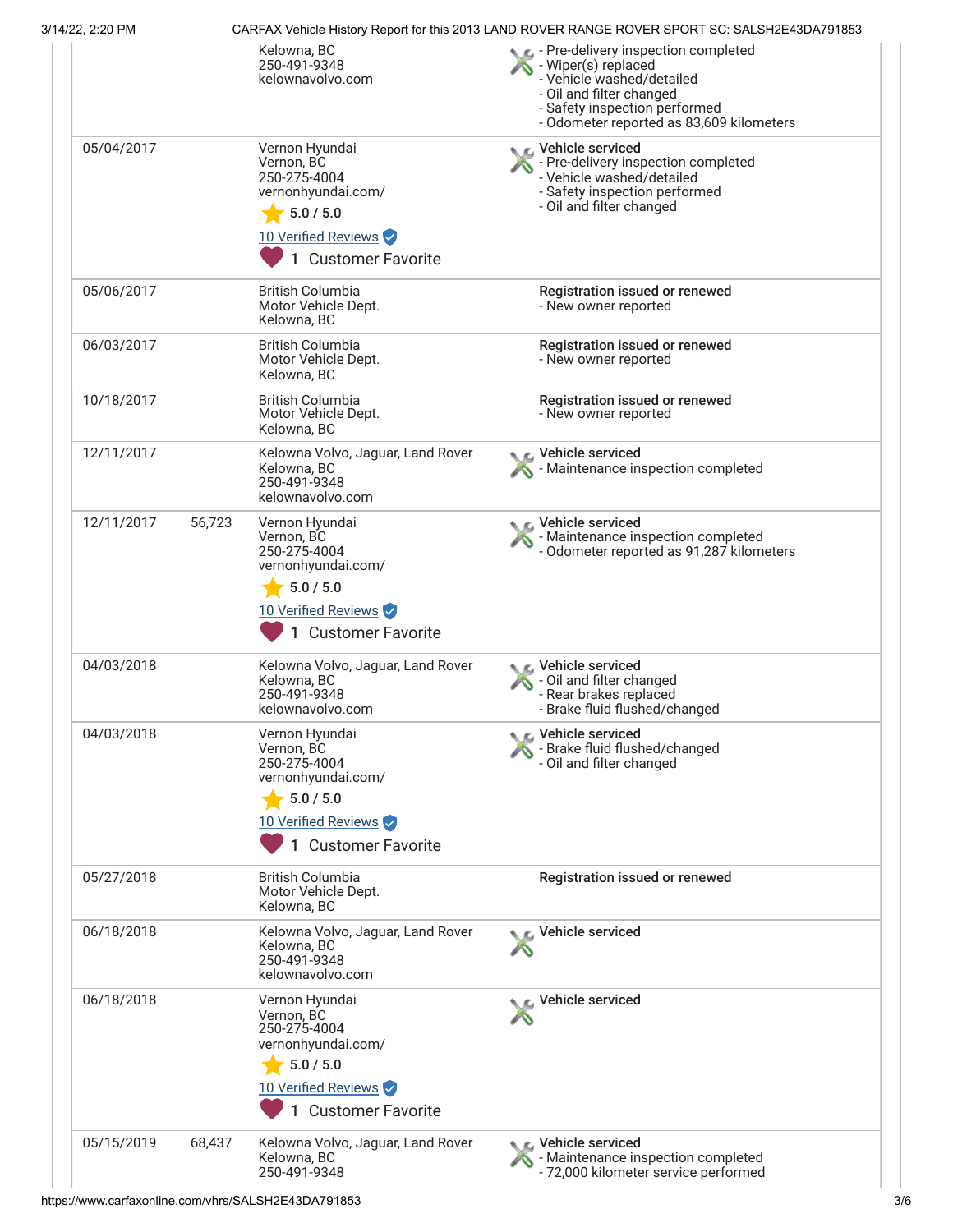| | | | |
|---|---|---|---|
| | | Kelowna, BC<br>250-491-9348<br>kelownavolvo.com | - Pre-delivery inspection completed<br>- Wiper(s) replaced<br>- Vehicle washed/detailed<br>- Oil and filter changed<br>- Safety inspection performed<br>- Odometer reported as 83,609 kilometers |
| 05/04/2017 | | Vernon Hyundai<br>Vernon, BC<br>250-275-4004<br>vernonhyundai.com/<br>5.0 / 5.0<br>10 Verified Reviews<br>1 Customer Favorite | **Vehicle serviced**<br>- Pre-delivery inspection completed<br>- Vehicle washed/detailed<br>- Safety inspection performed<br>- Oil and filter changed |
| 05/06/2017 | | British Columbia<br>Motor Vehicle Dept.<br>Kelowna, BC | **Registration issued or renewed**<br>- New owner reported |
| 06/03/2017 | | British Columbia<br>Motor Vehicle Dept.<br>Kelowna, BC | **Registration issued or renewed**<br>- New owner reported |
| 10/18/2017 | | British Columbia<br>Motor Vehicle Dept.<br>Kelowna, BC | **Registration issued or renewed**<br>- New owner reported |
| 12/11/2017 | | Kelowna Volvo, Jaguar, Land Rover<br>Kelowna, BC<br>250-491-9348<br>kelownavolvo.com | **Vehicle serviced**<br>- Maintenance inspection completed |
| 12/11/2017 | 56,723 | Vernon Hyundai<br>Vernon, BC<br>250-275-4004<br>vernonhyundai.com/<br>5.0 / 5.0<br>10 Verified Reviews<br>1 Customer Favorite | **Vehicle serviced**<br>- Maintenance inspection completed<br>- Odometer reported as 91,287 kilometers |
| 04/03/2018 | | Kelowna Volvo, Jaguar, Land Rover<br>Kelowna, BC<br>250-491-9348<br>kelownavolvo.com | **Vehicle serviced**<br>- Oil and filter changed<br>- Rear brakes replaced<br>- Brake fluid flushed/changed |
| 04/03/2018 | | Vernon Hyundai<br>Vernon, BC<br>250-275-4004<br>vernonhyundai.com/<br>5.0 / 5.0<br>10 Verified Reviews<br>1 Customer Favorite | **Vehicle serviced**<br>- Brake fluid flushed/changed<br>- Oil and filter changed |
| 05/27/2018 | | British Columbia<br>Motor Vehicle Dept.<br>Kelowna, BC | **Registration issued or renewed** |
| 06/18/2018 | | Kelowna Volvo, Jaguar, Land Rover<br>Kelowna, BC<br>250-491-9348<br>kelownavolvo.com | **Vehicle serviced** |
| 06/18/2018 | | Vernon Hyundai<br>Vernon, BC<br>250-275-4004<br>vernonhyundai.com/<br>5.0 / 5.0<br>10 Verified Reviews<br>1 Customer Favorite | **Vehicle serviced** |
| 05/15/2019 | 68,437 | Kelowna Volvo, Jaguar, Land Rover<br>Kelowna, BC<br>250-491-9348 | **Vehicle serviced**<br>- Maintenance inspection completed<br>- 72,000 kilometer service performed |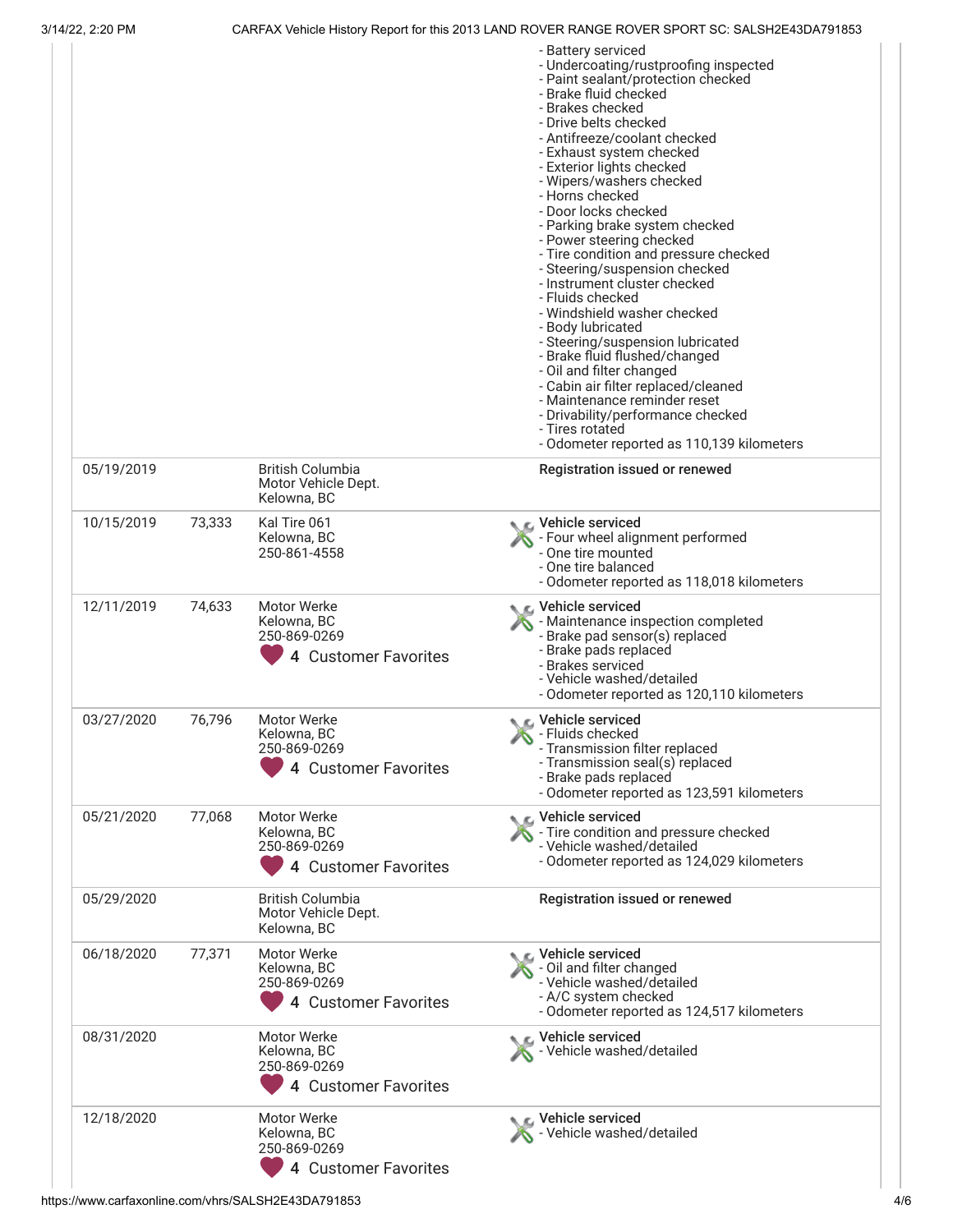| | | | |
|---|---|---|---|
| | | | - Battery serviced<br>- Undercoating/rustproofing inspected<br>- Paint sealant/protection checked<br>- Brake fluid checked<br>- Brakes checked<br>- Drive belts checked<br>- Antifreeze/coolant checked<br>- Exhaust system checked<br>- Exterior lights checked<br>- Wipers/washers checked<br>- Horns checked<br>- Door locks checked<br>- Parking brake system checked<br>- Power steering checked<br>- Tire condition and pressure checked<br>- Steering/suspension checked<br>- Instrument cluster checked<br>- Fluids checked<br>- Windshield washer checked<br>- Body lubricated<br>- Steering/suspension lubricated<br>- Brake fluid flushed/changed<br>- Oil and filter changed<br>- Cabin air filter replaced/cleaned<br>- Maintenance reminder reset<br>- Drivability/performance checked<br>- Tires rotated<br>- Odometer reported as 110,139 kilometers |
| 05/19/2019 | | British Columbia<br>Motor Vehicle Dept.<br>Kelowna, BC | **Registration issued or renewed** |
| 10/15/2019 | 73,333 | Kal Tire 061<br>Kelowna, BC<br>250-861-4558 | **Vehicle serviced**<br>- Four wheel alignment performed<br>- One tire mounted<br>- One tire balanced<br>- Odometer reported as 118,018 kilometers |
| 12/11/2019 | 74,633 | Motor Werke<br>Kelowna, BC<br>250-869-0269<br>4 Customer Favorites | **Vehicle serviced**<br>- Maintenance inspection completed<br>- Brake pad sensor(s) replaced<br>- Brake pads replaced<br>- Brakes serviced<br>- Vehicle washed/detailed<br>- Odometer reported as 120,110 kilometers |
| 03/27/2020 | 76,796 | Motor Werke<br>Kelowna, BC<br>250-869-0269<br>4 Customer Favorites | **Vehicle serviced**<br>- Fluids checked<br>- Transmission filter replaced<br>- Transmission seal(s) replaced<br>- Brake pads replaced<br>- Odometer reported as 123,591 kilometers |
| 05/21/2020 | 77,068 | Motor Werke<br>Kelowna, BC<br>250-869-0269<br>4 Customer Favorites | **Vehicle serviced**<br>- Tire condition and pressure checked<br>- Vehicle washed/detailed<br>- Odometer reported as 124,029 kilometers |
| 05/29/2020 | | British Columbia<br>Motor Vehicle Dept.<br>Kelowna, BC | **Registration issued or renewed** |
| 06/18/2020 | 77,371 | Motor Werke<br>Kelowna, BC<br>250-869-0269<br>4 Customer Favorites | **Vehicle serviced**<br>- Oil and filter changed<br>- Vehicle washed/detailed<br>- A/C system checked<br>- Odometer reported as 124,517 kilometers |
| 08/31/2020 | | Motor Werke<br>Kelowna, BC<br>250-869-0269<br>4 Customer Favorites | **Vehicle serviced**<br>- Vehicle washed/detailed |
| 12/18/2020 | | Motor Werke<br>Kelowna, BC<br>250-869-0269<br>4 Customer Favorites | **Vehicle serviced**<br>- Vehicle washed/detailed |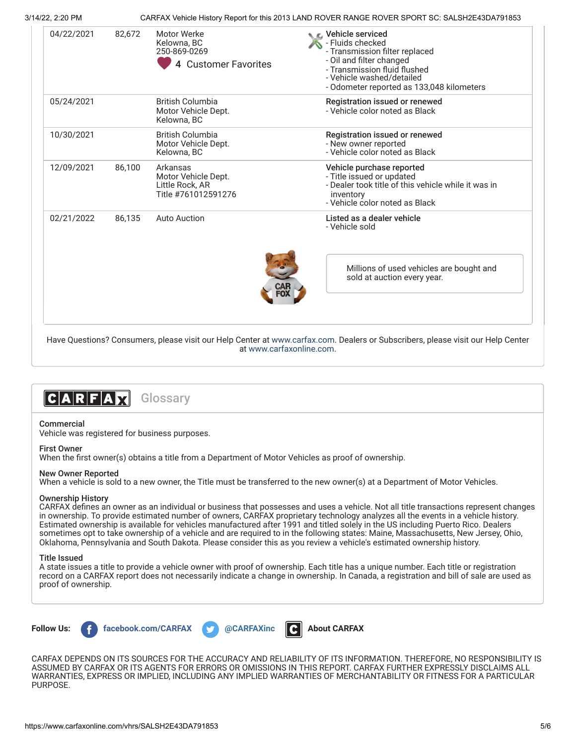| | | | |
|---|---|---|---|
| 04/22/2021 | 82,672 | Motor Werke<br>Kelowna, BC<br>250-869-0269<br>4 Customer Favorites | **Vehicle serviced**<br>- Fluids checked<br>- Transmission filter replaced<br>- Oil and filter changed<br>- Transmission fluid flushed<br>- Vehicle washed/detailed<br>- Odometer reported as 133,048 kilometers |
| 05/24/2021 | | British Columbia<br>Motor Vehicle Dept.<br>Kelowna, BC | **Registration issued or renewed**<br>- Vehicle color noted as Black |
| 10/30/2021 | | British Columbia<br>Motor Vehicle Dept.<br>Kelowna, BC | **Registration issued or renewed**<br>- New owner reported<br>- Vehicle color noted as Black |
| 12/09/2021 | 86,100 | Arkansas<br>Motor Vehicle Dept.<br>Little Rock, AR<br>Title #761012591276 | **Vehicle purchase reported**<br>- Title issued or updated<br>- Dealer took title of this vehicle while it was in inventory<br>- Vehicle color noted as Black |
| 02/21/2022 | 86,135 | Auto Auction | **Listed as a dealer vehicle**<br>- Vehicle sold |

Millions of used vehicles are bought and sold at auction every year.

Have Questions? Consumers, please visit our Help Center at www.carfax.com. Dealers or Subscribers, please visit our Help Center at www.carfaxonline.com.

## CARFAX Glossary

**Commercial**
Vehicle was registered for business purposes.

**First Owner**
When the first owner(s) obtains a title from a Department of Motor Vehicles as proof of ownership.

**New Owner Reported**
When a vehicle is sold to a new owner, the Title must be transferred to the new owner(s) at a Department of Motor Vehicles.

**Ownership History**
CARFAX defines an owner as an individual or business that possesses and uses a vehicle. Not all title transactions represent changes in ownership. To provide estimated number of owners, CARFAX proprietary technology analyzes all the events in a vehicle history. Estimated ownership is available for vehicles manufactured after 1991 and titled solely in the US including Puerto Rico. Dealers sometimes opt to take ownership of a vehicle and are required to in the following states: Maine, Massachusetts, New Jersey, Ohio, Oklahoma, Pennsylvania and South Dakota. Please consider this as you review a vehicle's estimated ownership history.

**Title Issued**
A state issues a title to provide a vehicle owner with proof of ownership. Each title has a unique number. Each title or registration record on a CARFAX report does not necessarily indicate a change in ownership. In Canada, a registration and bill of sale are used as proof of ownership.

**Follow Us:** facebook.com/CARFAX @CARFAXinc About CARFAX

CARFAX DEPENDS ON ITS SOURCES FOR THE ACCURACY AND RELIABILITY OF ITS INFORMATION. THEREFORE, NO RESPONSIBILITY IS ASSUMED BY CARFAX OR ITS AGENTS FOR ERRORS OR OMISSIONS IN THIS REPORT. CARFAX FURTHER EXPRESSLY DISCLAIMS ALL WARRANTIES, EXPRESS OR IMPLIED, INCLUDING ANY IMPLIED WARRANTIES OF MERCHANTABILITY OR FITNESS FOR A PARTICULAR PURPOSE.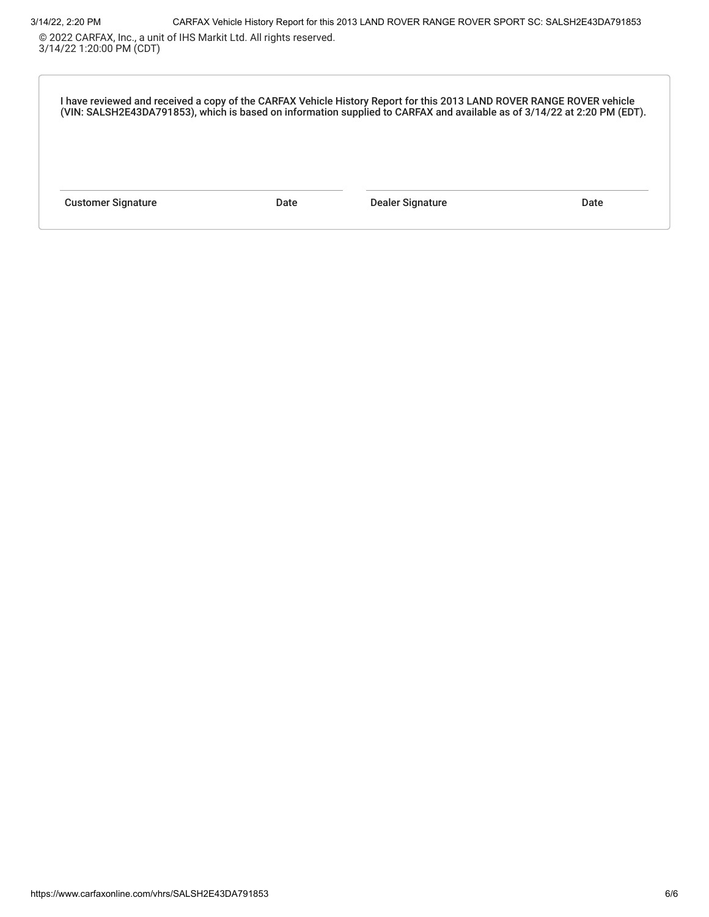© 2022 CARFAX, Inc., a unit of IHS Markit Ltd. All rights reserved.
3/14/22 1:20:00 PM (CDT)

I have reviewed and received a copy of the CARFAX Vehicle History Report for this 2013 LAND ROVER RANGE ROVER vehicle (VIN: SALSH2E43DA791853), which is based on information supplied to CARFAX and available as of 3/14/22 at 2:20 PM (EDT).

| | | | |
|---|---|---|---|
| Customer Signature | Date | Dealer Signature | Date |